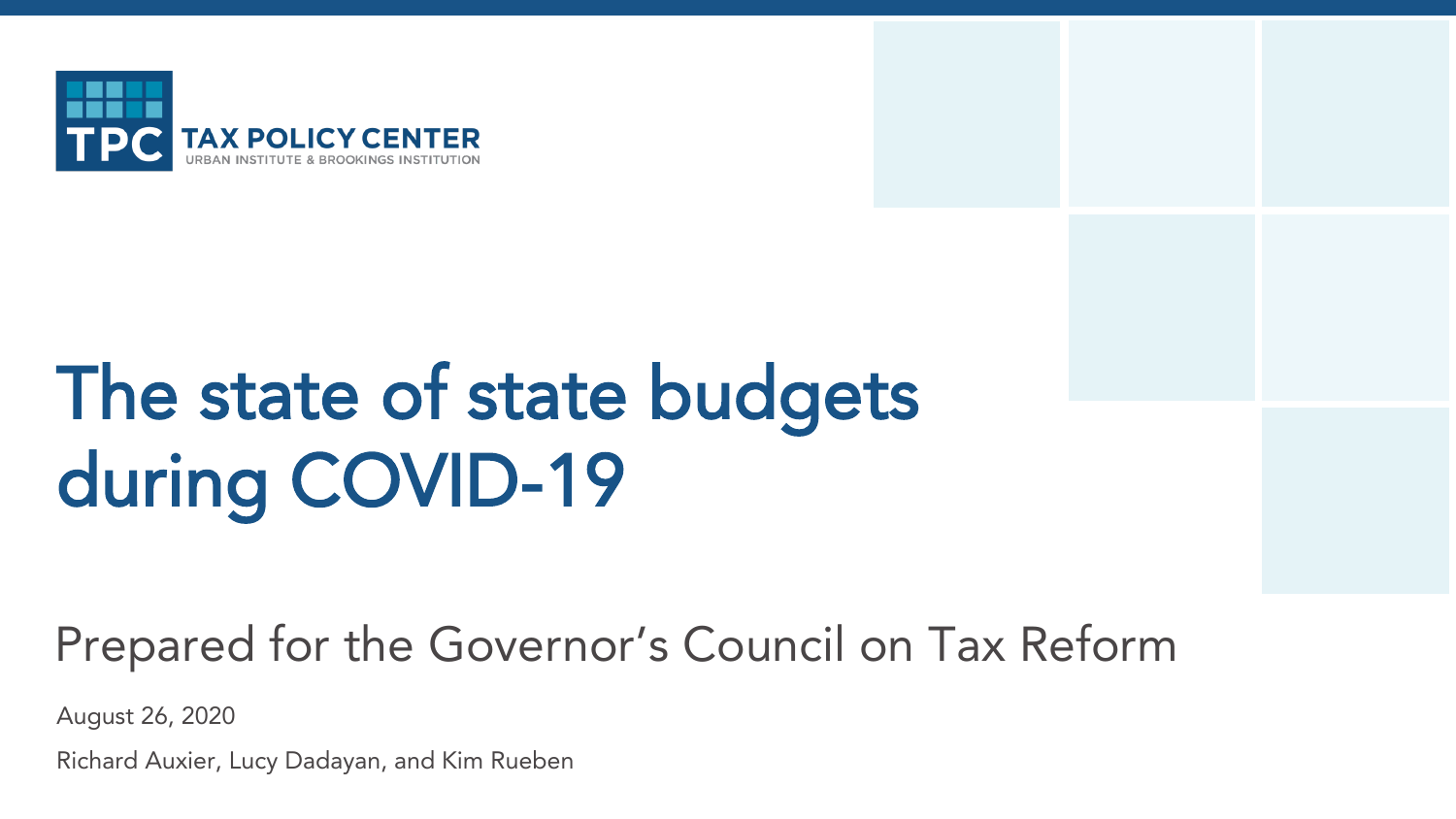TPC TAX POLICY CENTER
URBAN INSTITUTE & BROOKINGS INSTITUTION

# The state of state budgets during COVID-19

## Prepared for the Governor's Council on Tax Reform

August 26, 2020

Richard Auxier, Lucy Dadayan, and Kim Rueben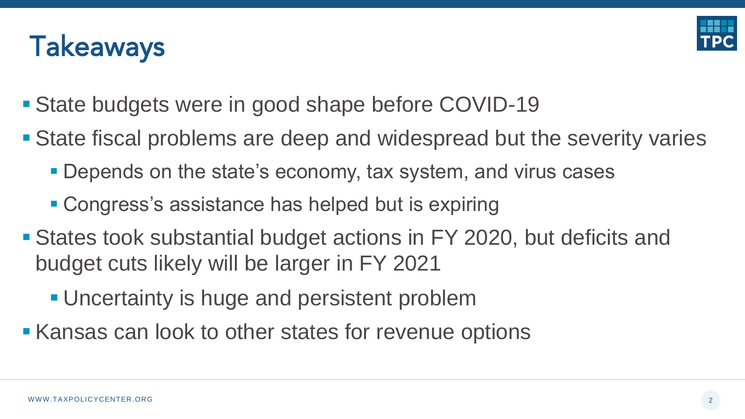# Takeaways

- State budgets were in good shape before COVID-19
- State fiscal problems are deep and widespread but the severity varies
  - Depends on the state's economy, tax system, and virus cases
  - Congress's assistance has helped but is expiring
- States took substantial budget actions in FY 2020, but deficits and budget cuts likely will be larger in FY 2021
  - Uncertainty is huge and persistent problem
- Kansas can look to other states for revenue options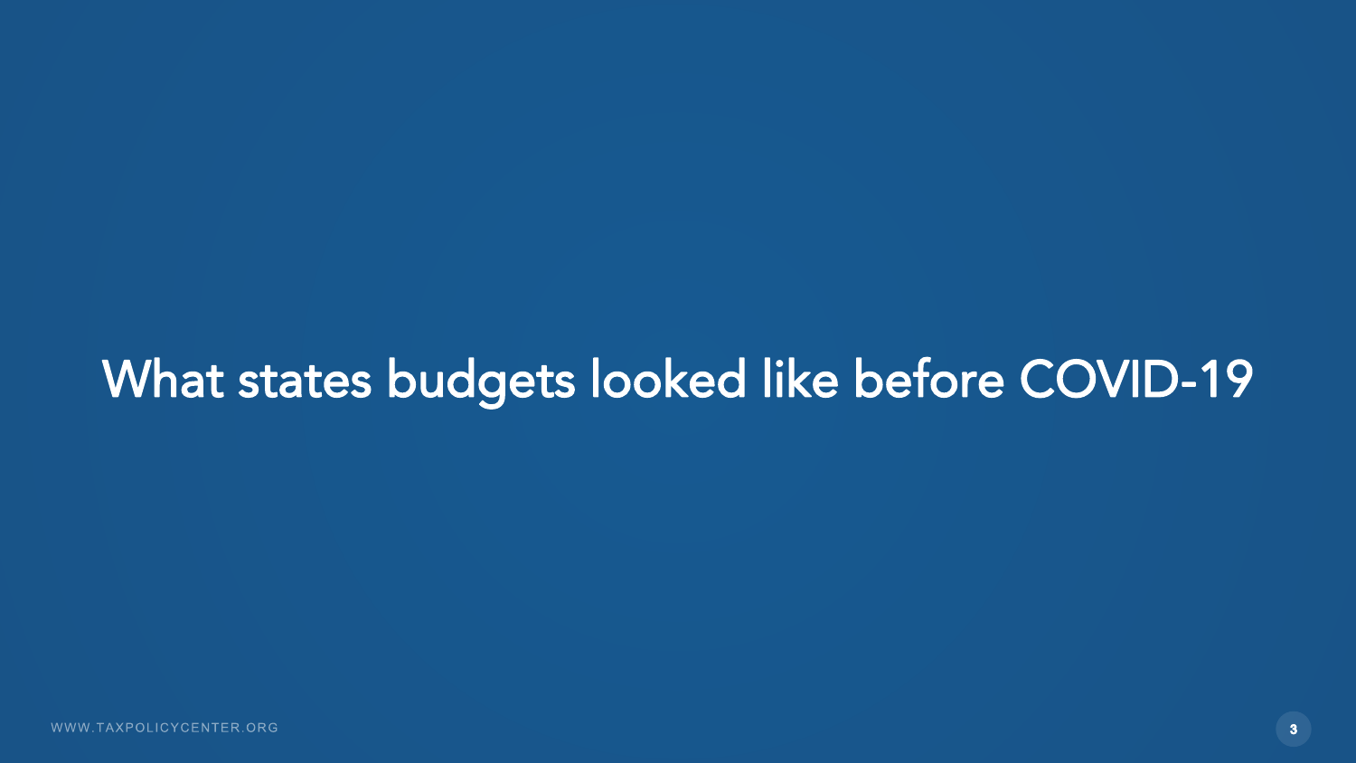# What states budgets looked like before COVID-19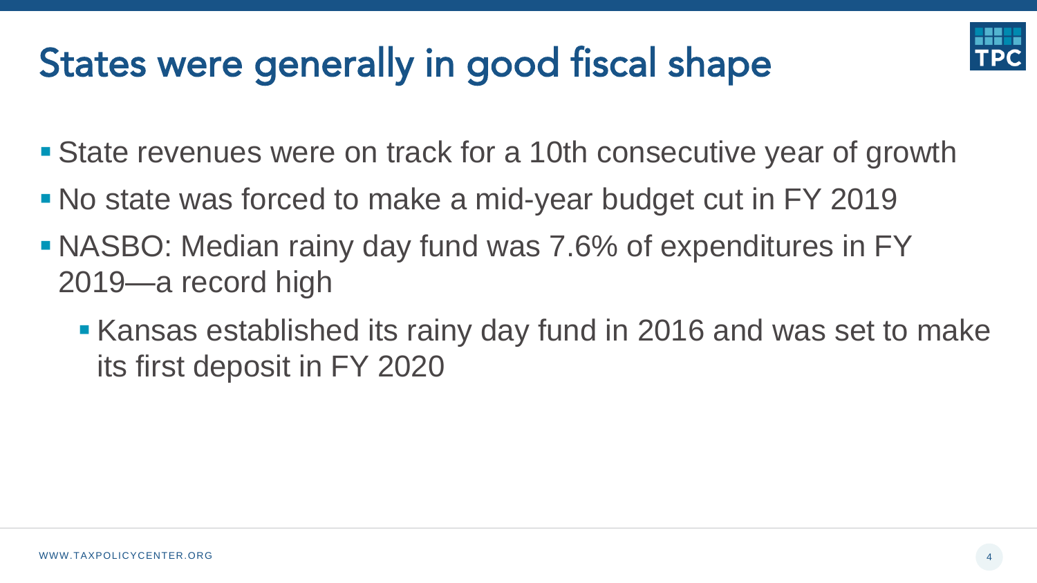# States were generally in good fiscal shape

- State revenues were on track for a 10th consecutive year of growth
- No state was forced to make a mid-year budget cut in FY 2019
- NASBO: Median rainy day fund was 7.6% of expenditures in FY 2019—a record high
  - Kansas established its rainy day fund in 2016 and was set to make its first deposit in FY 2020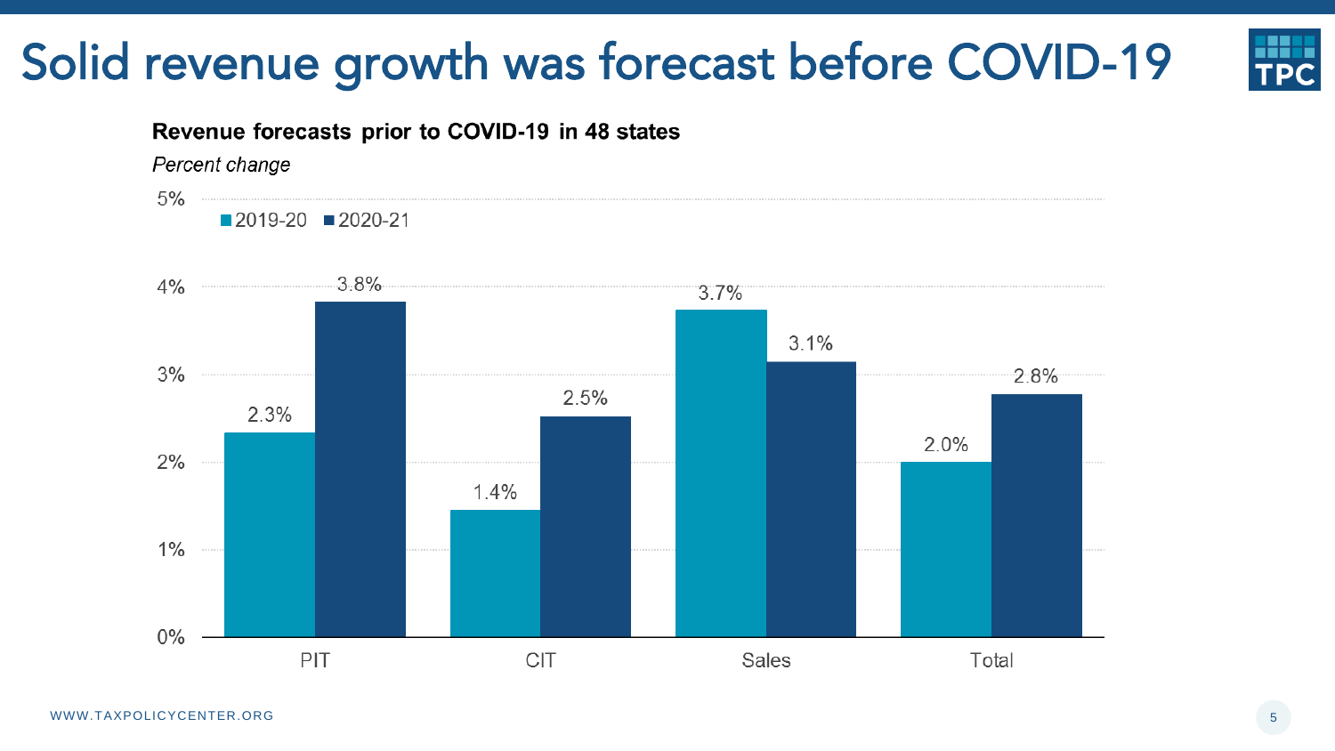# Solid revenue growth was forecast before COVID-19

**Revenue forecasts prior to COVID-19 in 48 states**

*Percent change*

| | 2019-20 | 2020-21 |
|---|---|---|
| PIT | 2.3% | 3.8% |
| CIT | 1.4% | 2.5% |
| Sales | 3.7% | 3.1% |
| Total | 2.0% | 2.8% |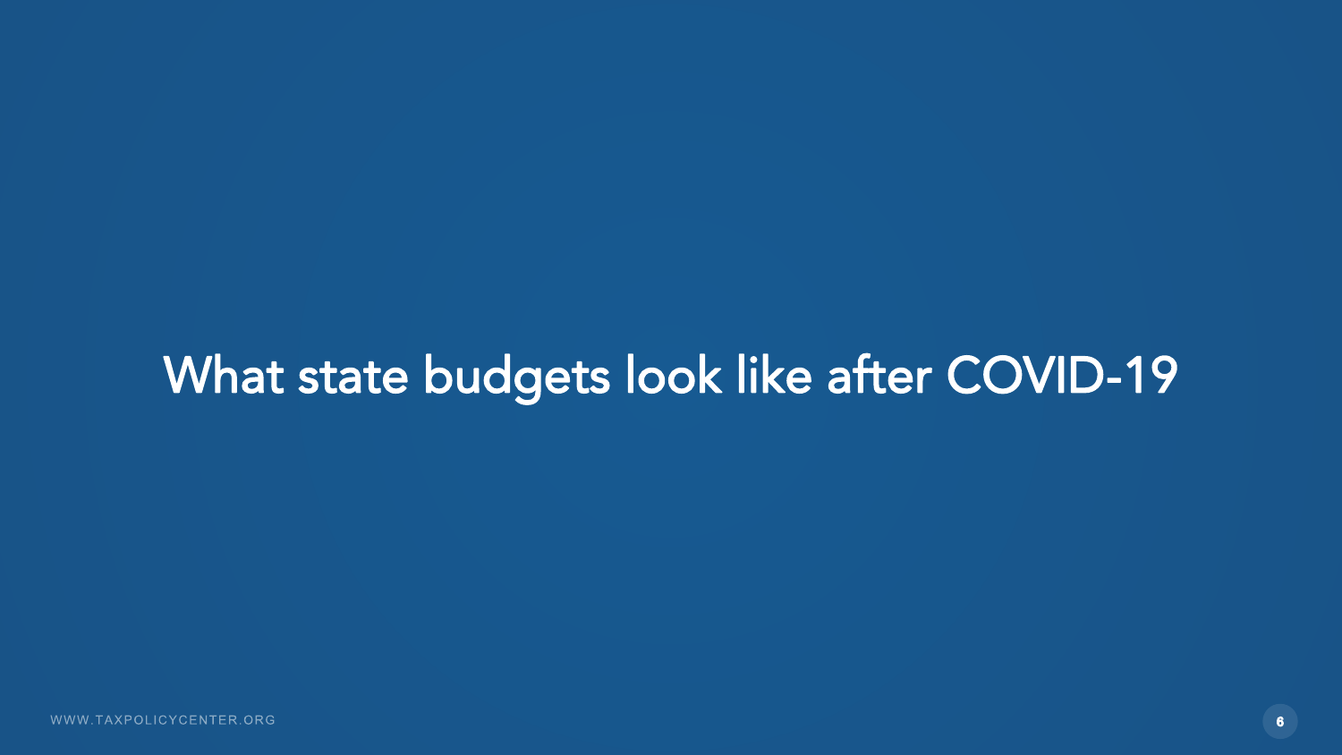# What state budgets look like after COVID-19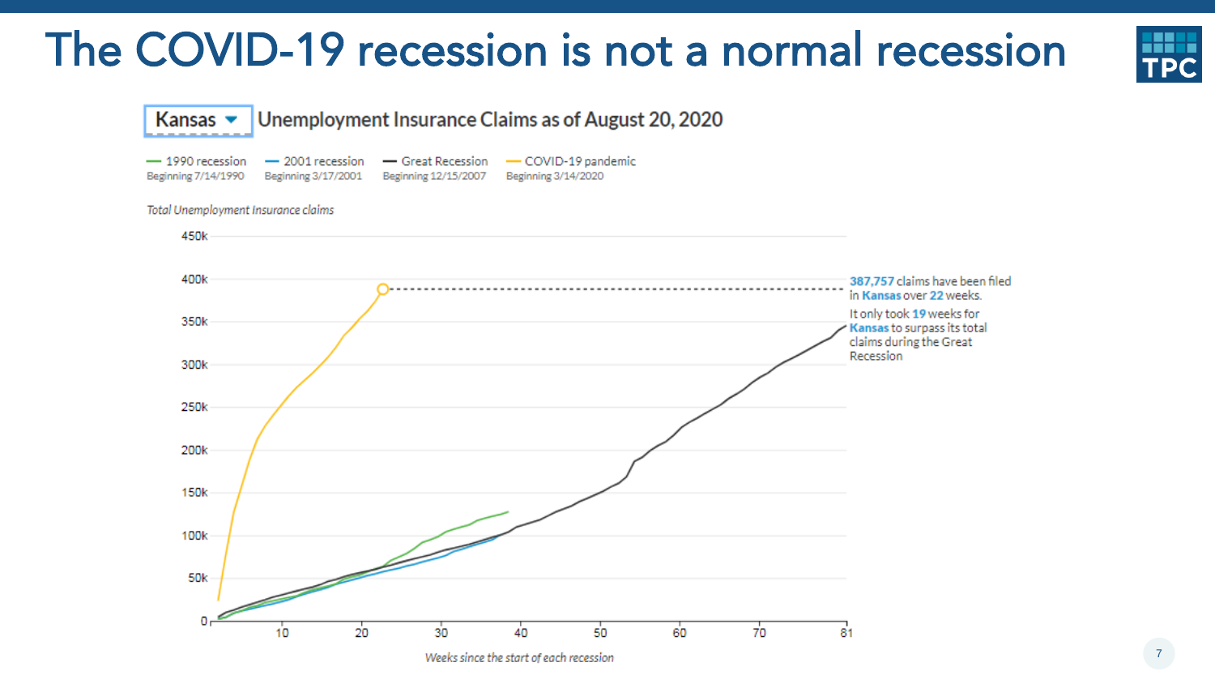# The COVID-19 recession is not a normal recession

**Kansas** Unemployment Insurance Claims as of August 20, 2020

- 1990 recession — Beginning 7/14/1990
- 2001 recession — Beginning 3/17/2001
- Great Recession — Beginning 12/15/2007
- COVID-19 pandemic — Beginning 3/14/2020

*Total Unemployment Insurance claims*

**387,757** claims have been filed in **Kansas** over **22** weeks.

It only took **19** weeks for **Kansas** to surpass its total claims during the Great Recession

*Weeks since the start of each recession*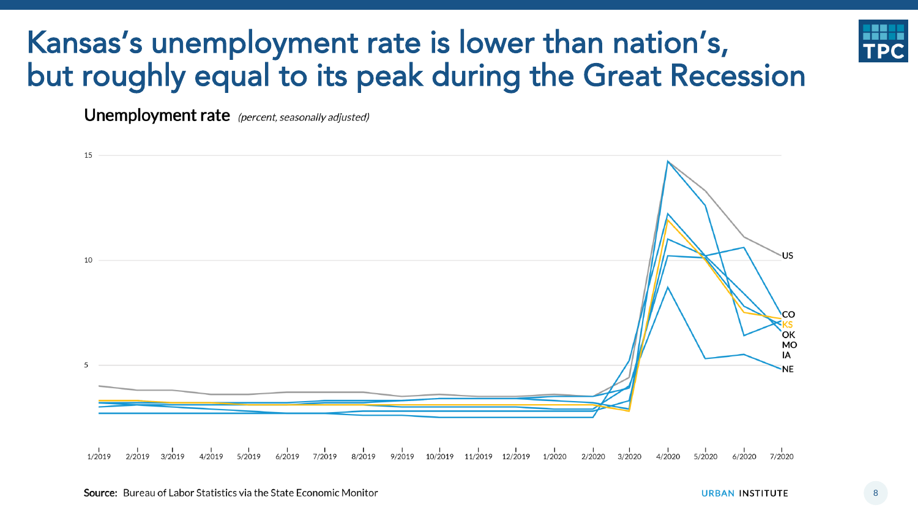# Kansas's unemployment rate is lower than nation's, but roughly equal to its peak during the Great Recession

**Unemployment rate** *(percent, seasonally adjusted)*

15

10

5

1/2019 2/2019 3/2019 4/2019 5/2019 6/2019 7/2019 8/2019 9/2019 10/2019 11/2019 12/2019 1/2020 2/2020 3/2020 4/2020 5/2020 6/2020 7/2020

US
CO
KS
OK
MO
IA
NE

**Source:** Bureau of Labor Statistics via the State Economic Monitor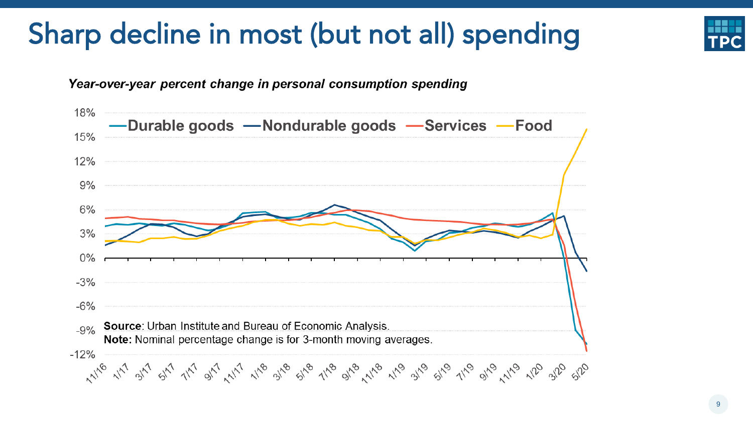# Sharp decline in most (but not all) spending

*Year-over-year percent change in personal consumption spending*

**Source**: Urban Institute and Bureau of Economic Analysis.
**Note:** Nominal percentage change is for 3-month moving averages.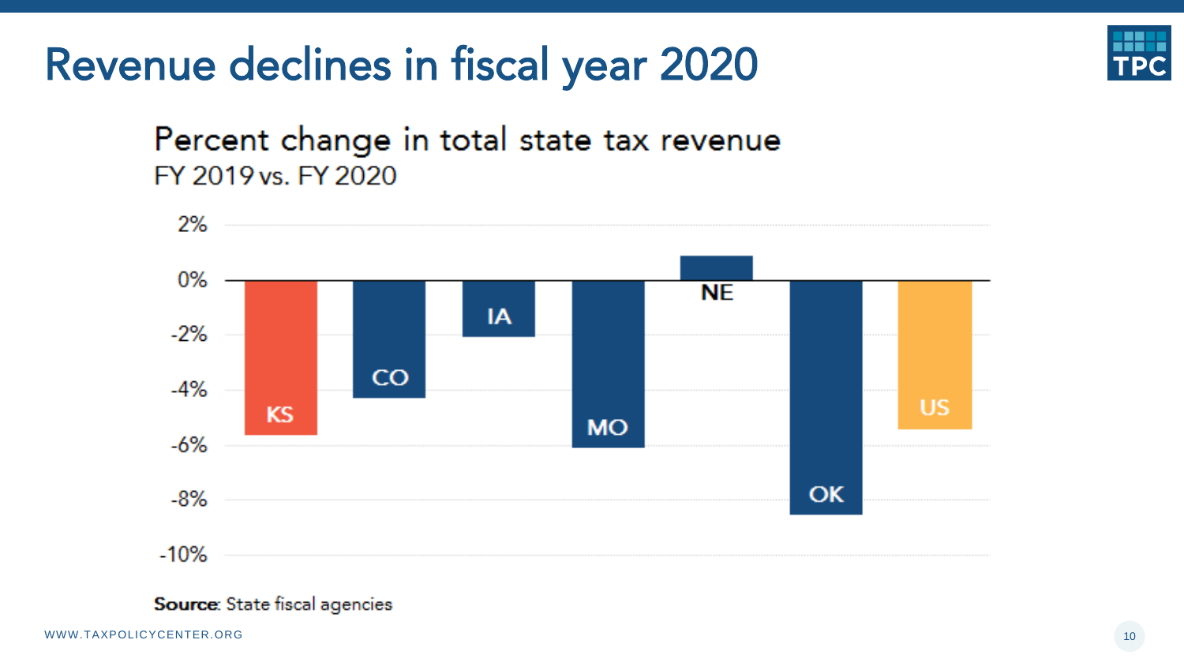# Revenue declines in fiscal year 2020

## Percent change in total state tax revenue

FY 2019 vs. FY 2020

| State | Percent change (approx.) |
|---|---|
| KS | -5.6% |
| CO | -4.3% |
| IA | -2.0% |
| MO | -6.1% |
| NE | 0.9% |
| OK | -8.5% |
| US | -5.4% |

**Source**: State fiscal agencies

WWW.TAXPOLICYCENTER.ORG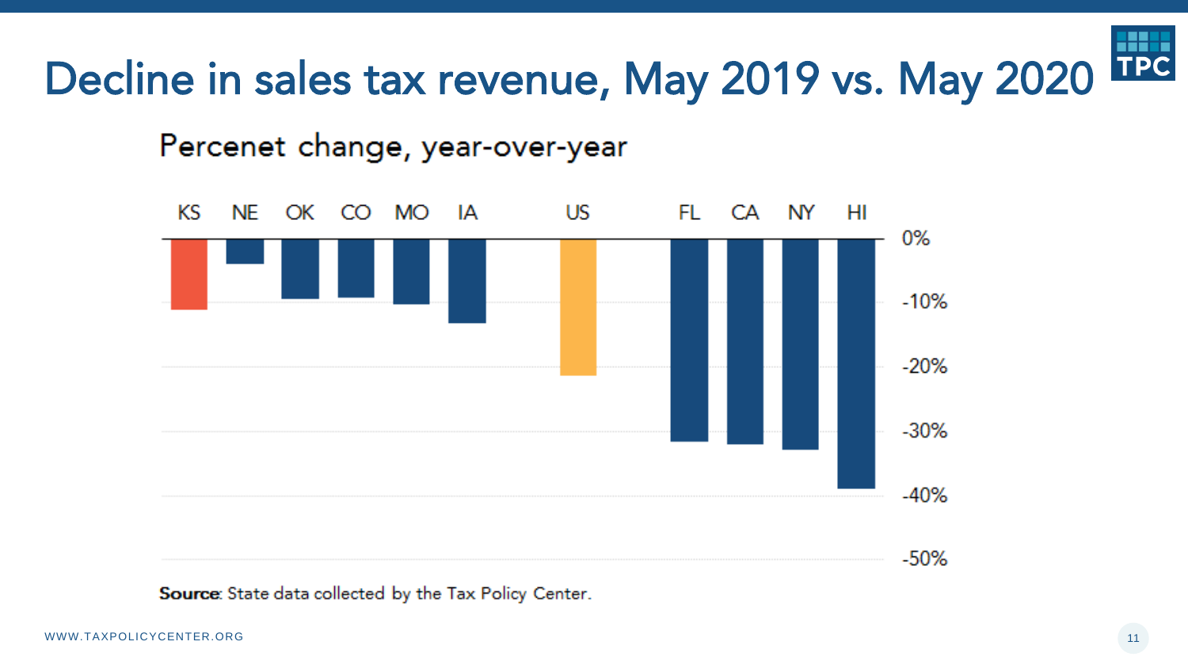# Decline in sales tax revenue, May 2019 vs. May 2020

Percenet change, year-over-year

KS NE OK CO MO IA US FL CA NY HI

0% -10% -20% -30% -40% -50%

**Source**: State data collected by the Tax Policy Center.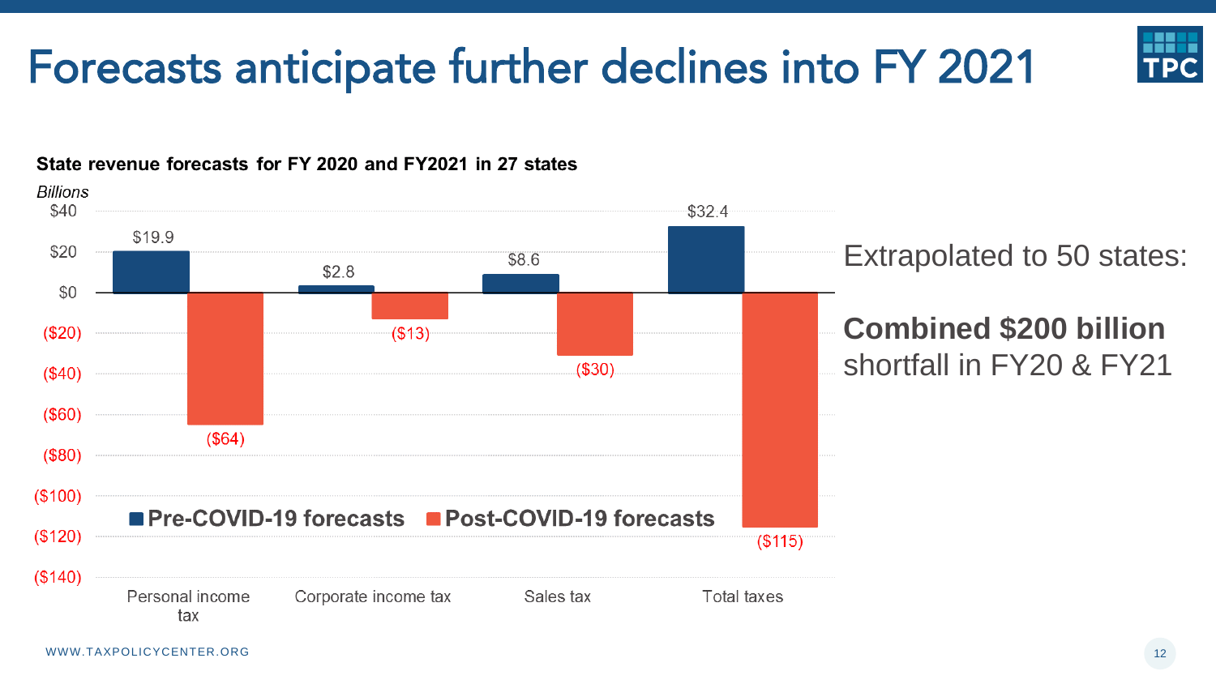# Forecasts anticipate further declines into FY 2021

**State revenue forecasts for FY 2020 and FY2021 in 27 states**

*Billions*

| | Pre-COVID-19 forecasts | Post-COVID-19 forecasts |
|---|---|---|
| Personal income tax | $19.9 | ($64) |
| Corporate income tax | $2.8 | ($13) |
| Sales tax | $8.6 | ($30) |
| Total taxes | $32.4 | ($115) |

Extrapolated to 50 states:

**Combined $200 billion** shortfall in FY20 & FY21

WWW.TAXPOLICYCENTER.ORG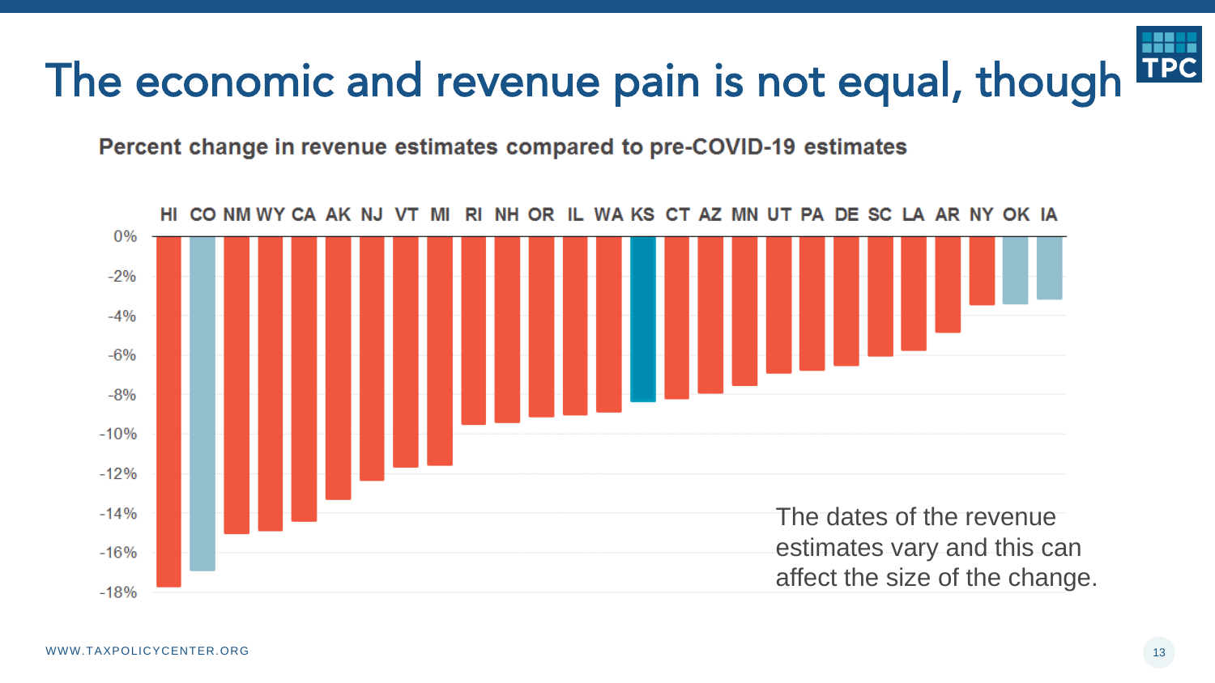# The economic and revenue pain is not equal, though

**Percent change in revenue estimates compared to pre-COVID-19 estimates**

HI CO NM WY CA AK NJ VT MI RI NH OR IL WA KS CT AZ MN UT PA DE SC LA AR NY OK IA

0% -2% -4% -6% -8% -10% -12% -14% -16% -18%

The dates of the revenue estimates vary and this can affect the size of the change.

WWW.TAXPOLICYCENTER.ORG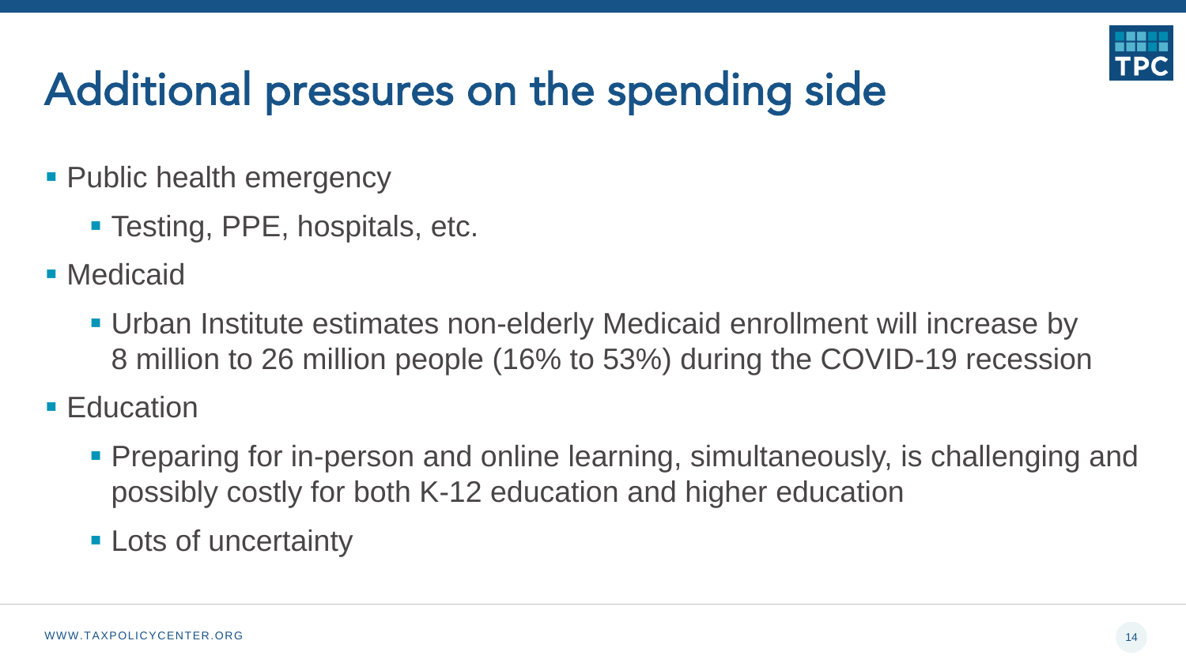# Additional pressures on the spending side

- Public health emergency
  - Testing, PPE, hospitals, etc.
- Medicaid
  - Urban Institute estimates non-elderly Medicaid enrollment will increase by 8 million to 26 million people (16% to 53%) during the COVID-19 recession
- Education
  - Preparing for in-person and online learning, simultaneously, is challenging and possibly costly for both K-12 education and higher education
  - Lots of uncertainty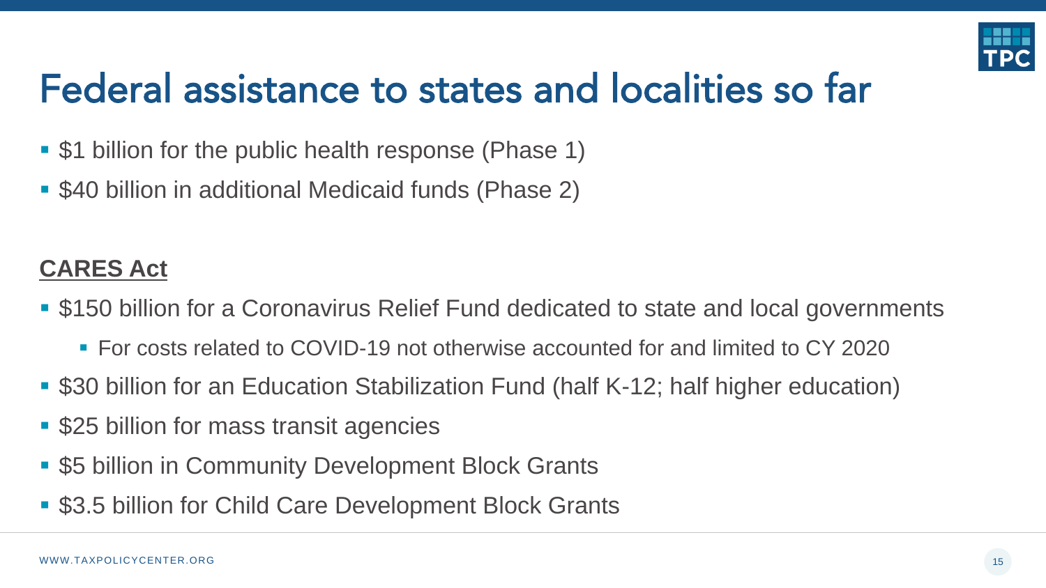# Federal assistance to states and localities so far

- $1 billion for the public health response (Phase 1)
- $40 billion in additional Medicaid funds (Phase 2)

**CARES Act**

- $150 billion for a Coronavirus Relief Fund dedicated to state and local governments
  - For costs related to COVID-19 not otherwise accounted for and limited to CY 2020
- $30 billion for an Education Stabilization Fund (half K-12; half higher education)
- $25 billion for mass transit agencies
- $5 billion in Community Development Block Grants
- $3.5 billion for Child Care Development Block Grants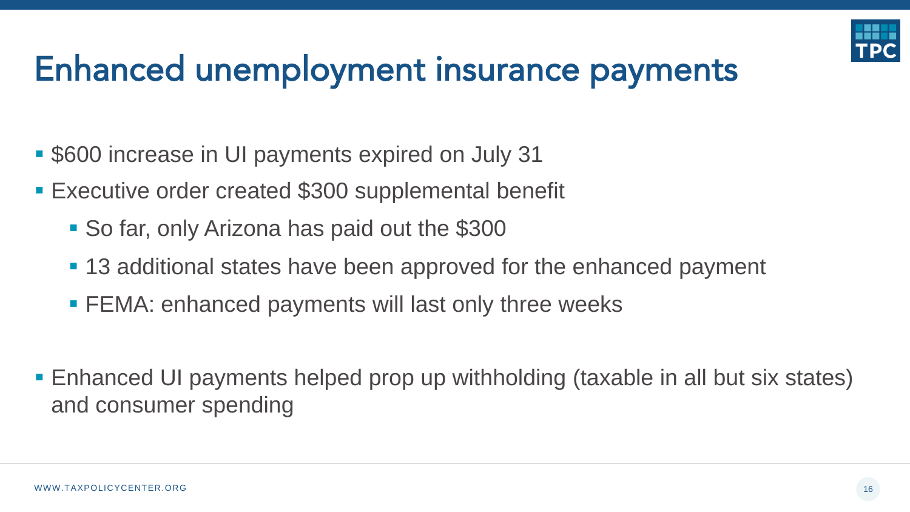# Enhanced unemployment insurance payments

- $600 increase in UI payments expired on July 31
- Executive order created $300 supplemental benefit
  - So far, only Arizona has paid out the $300
  - 13 additional states have been approved for the enhanced payment
  - FEMA: enhanced payments will last only three weeks

- Enhanced UI payments helped prop up withholding (taxable in all but six states) and consumer spending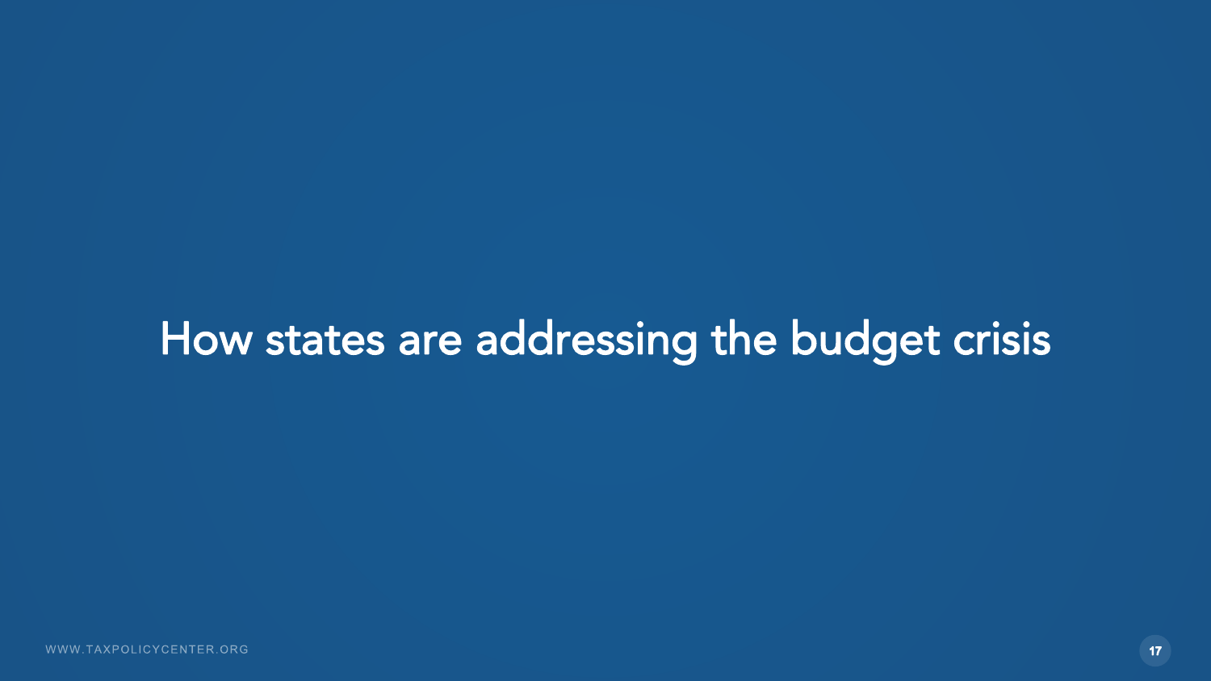# How states are addressing the budget crisis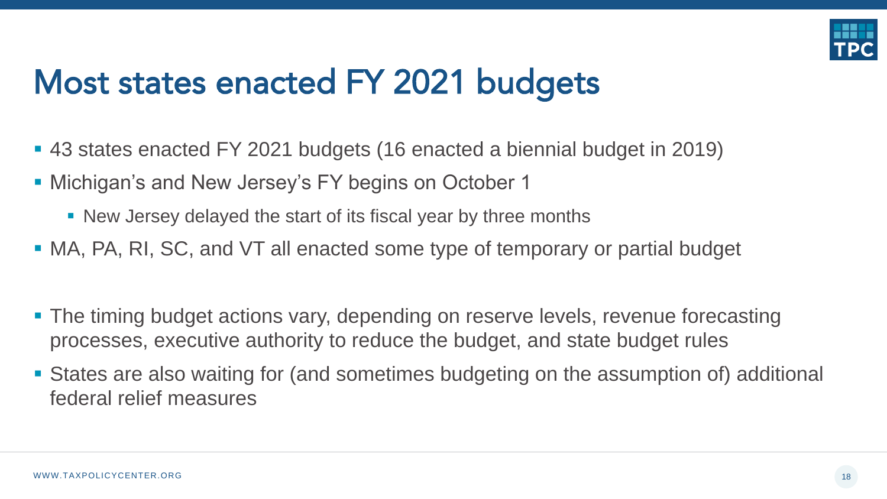# Most states enacted FY 2021 budgets

- 43 states enacted FY 2021 budgets (16 enacted a biennial budget in 2019)
- Michigan's and New Jersey's FY begins on October 1
  - New Jersey delayed the start of its fiscal year by three months
- MA, PA, RI, SC, and VT all enacted some type of temporary or partial budget

- The timing budget actions vary, depending on reserve levels, revenue forecasting processes, executive authority to reduce the budget, and state budget rules
- States are also waiting for (and sometimes budgeting on the assumption of) additional federal relief measures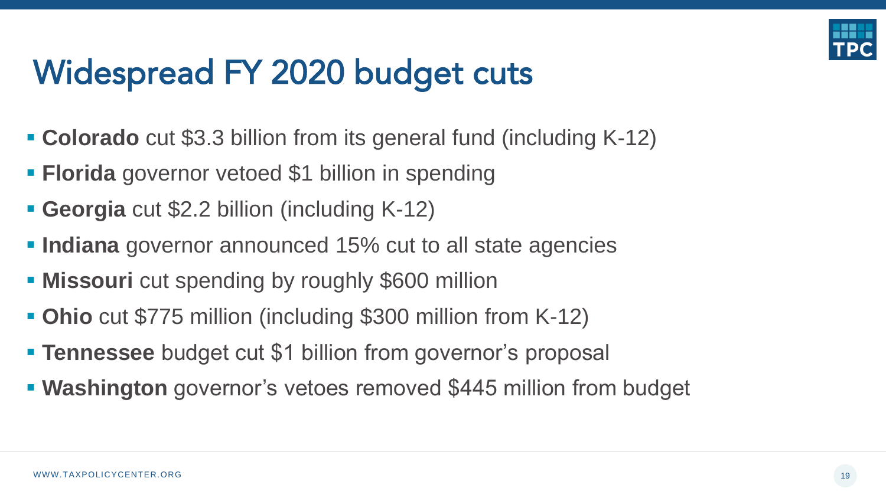# Widespread FY 2020 budget cuts

- **Colorado** cut $3.3 billion from its general fund (including K-12)
- **Florida** governor vetoed $1 billion in spending
- **Georgia** cut $2.2 billion (including K-12)
- **Indiana** governor announced 15% cut to all state agencies
- **Missouri** cut spending by roughly $600 million
- **Ohio** cut $775 million (including $300 million from K-12)
- **Tennessee** budget cut $1 billion from governor's proposal
- **Washington** governor's vetoes removed $445 million from budget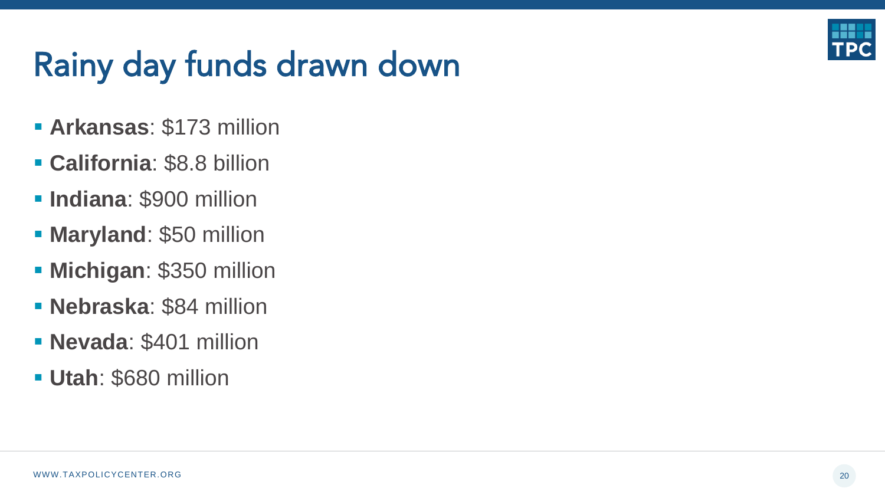# Rainy day funds drawn down

- **Arkansas**: $173 million
- **California**: $8.8 billion
- **Indiana**: $900 million
- **Maryland**: $50 million
- **Michigan**: $350 million
- **Nebraska**: $84 million
- **Nevada**: $401 million
- **Utah**: $680 million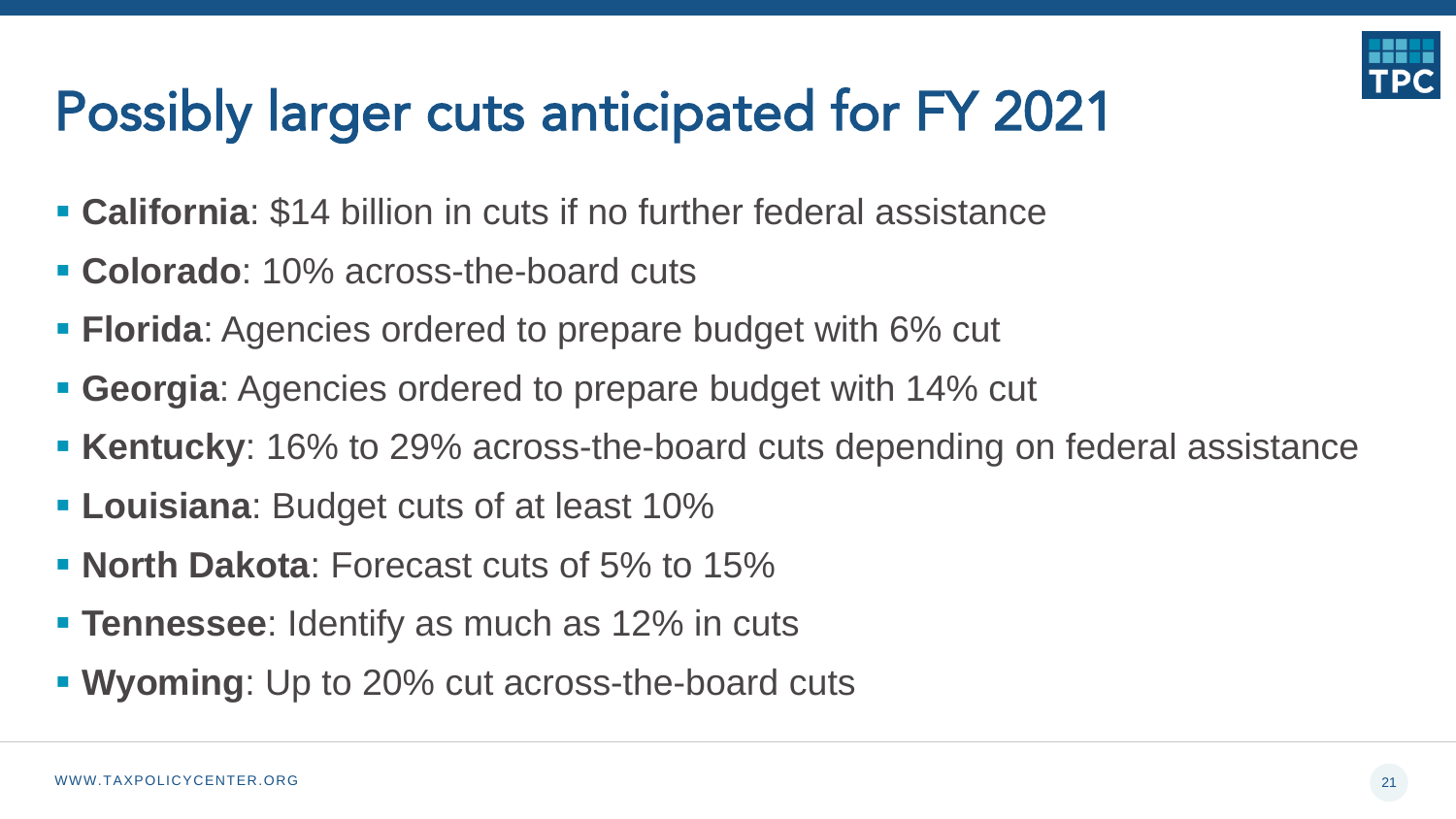# Possibly larger cuts anticipated for FY 2021

- **California**: $14 billion in cuts if no further federal assistance
- **Colorado**: 10% across-the-board cuts
- **Florida**: Agencies ordered to prepare budget with 6% cut
- **Georgia**: Agencies ordered to prepare budget with 14% cut
- **Kentucky**: 16% to 29% across-the-board cuts depending on federal assistance
- **Louisiana**: Budget cuts of at least 10%
- **North Dakota**: Forecast cuts of 5% to 15%
- **Tennessee**: Identify as much as 12% in cuts
- **Wyoming**: Up to 20% cut across-the-board cuts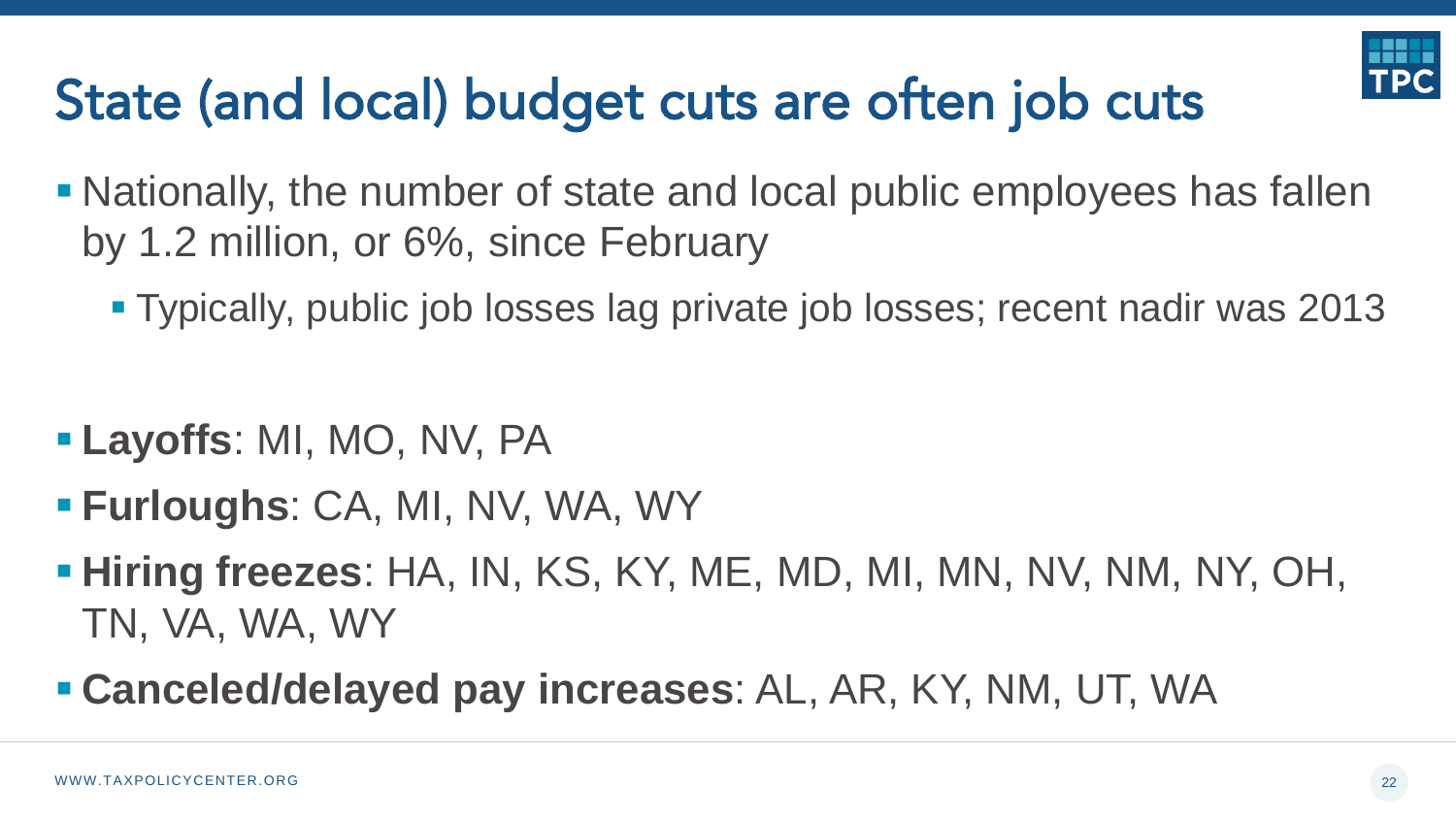# State (and local) budget cuts are often job cuts

- Nationally, the number of state and local public employees has fallen by 1.2 million, or 6%, since February
  - Typically, public job losses lag private job losses; recent nadir was 2013

- **Layoffs**: MI, MO, NV, PA
- **Furloughs**: CA, MI, NV, WA, WY
- **Hiring freezes**: HA, IN, KS, KY, ME, MD, MI, MN, NV, NM, NY, OH, TN, VA, WA, WY
- **Canceled/delayed pay increases**: AL, AR, KY, NM, UT, WA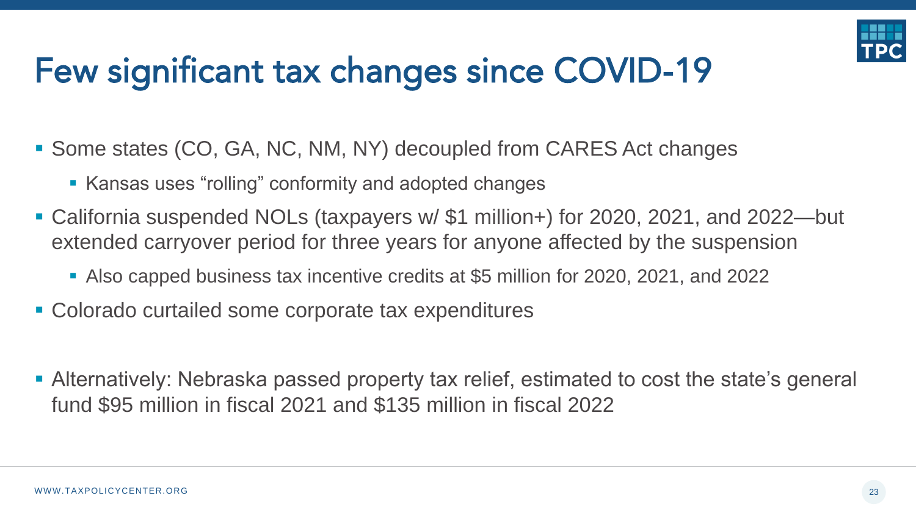# Few significant tax changes since COVID-19

- Some states (CO, GA, NC, NM, NY) decoupled from CARES Act changes
  - Kansas uses "rolling" conformity and adopted changes
- California suspended NOLs (taxpayers w/ $1 million+) for 2020, 2021, and 2022—but extended carryover period for three years for anyone affected by the suspension
  - Also capped business tax incentive credits at $5 million for 2020, 2021, and 2022
- Colorado curtailed some corporate tax expenditures

- Alternatively: Nebraska passed property tax relief, estimated to cost the state's general fund $95 million in fiscal 2021 and $135 million in fiscal 2022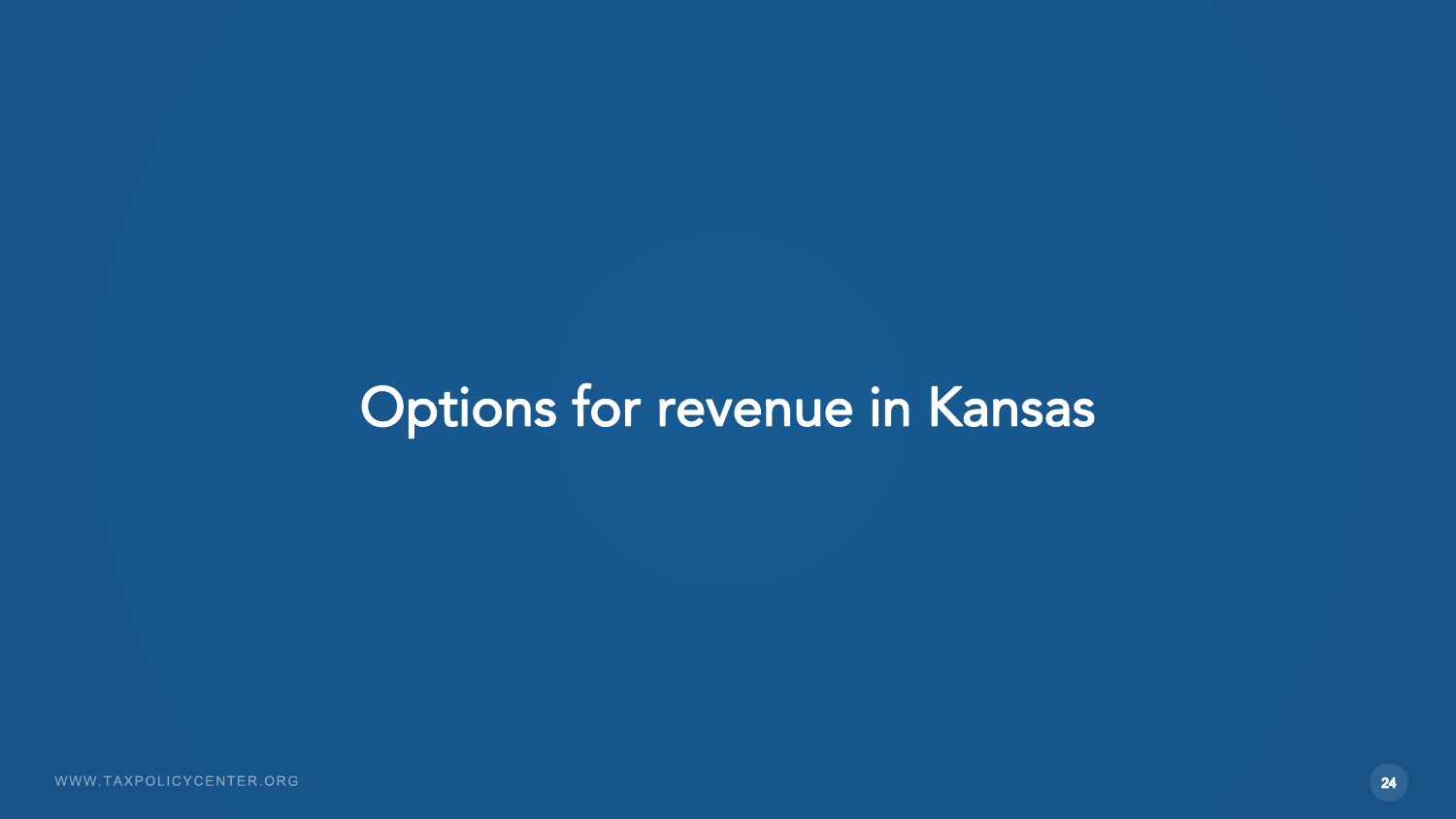# Options for revenue in Kansas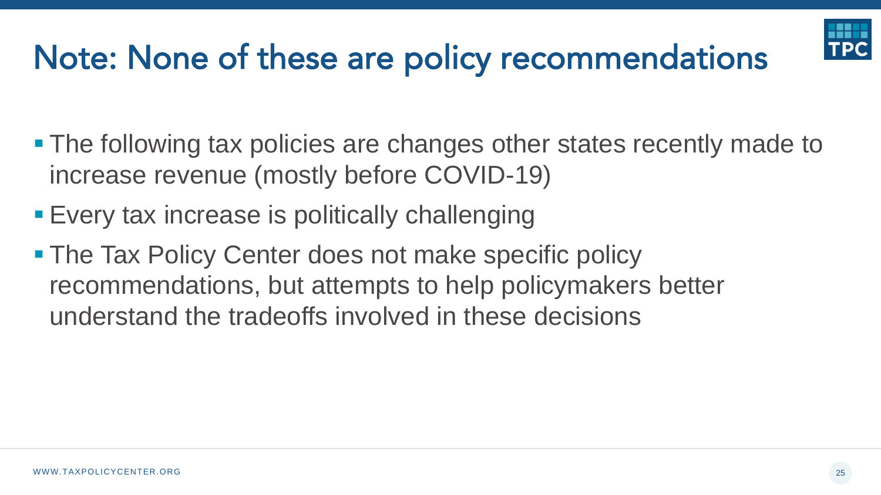# Note: None of these are policy recommendations

- The following tax policies are changes other states recently made to increase revenue (mostly before COVID-19)
- Every tax increase is politically challenging
- The Tax Policy Center does not make specific policy recommendations, but attempts to help policymakers better understand the tradeoffs involved in these decisions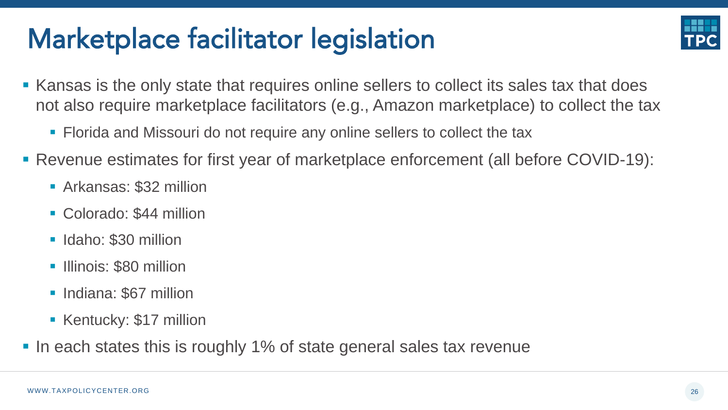# Marketplace facilitator legislation

- Kansas is the only state that requires online sellers to collect its sales tax that does not also require marketplace facilitators (e.g., Amazon marketplace) to collect the tax
  - Florida and Missouri do not require any online sellers to collect the tax
- Revenue estimates for first year of marketplace enforcement (all before COVID-19):
  - Arkansas: $32 million
  - Colorado: $44 million
  - Idaho: $30 million
  - Illinois: $80 million
  - Indiana: $67 million
  - Kentucky: $17 million
- In each states this is roughly 1% of state general sales tax revenue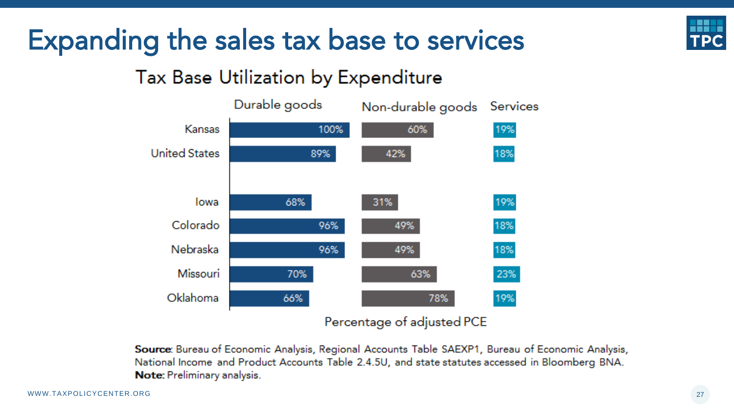# Expanding the sales tax base to services

## Tax Base Utilization by Expenditure

| | Durable goods | Non-durable goods | Services |
|---|---|---|---|
| Kansas | 100% | 60% | 19% |
| United States | 89% | 42% | 18% |
| Iowa | 68% | 31% | 19% |
| Colorado | 96% | 49% | 18% |
| Nebraska | 96% | 49% | 18% |
| Missouri | 70% | 63% | 23% |
| Oklahoma | 66% | 78% | 19% |

Percentage of adjusted PCE

**Source**: Bureau of Economic Analysis, Regional Accounts Table SAEXP1, Bureau of Economic Analysis, National Income and Product Accounts Table 2.4.5U, and state statutes accessed in Bloomberg BNA.
**Note**: Preliminary analysis.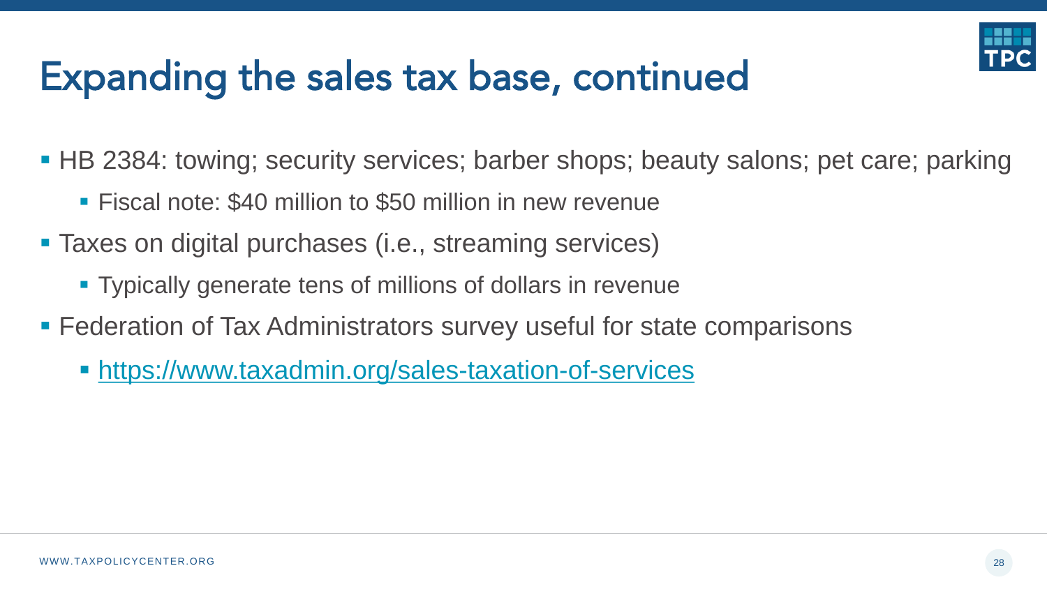# Expanding the sales tax base, continued

- HB 2384: towing; security services; barber shops; beauty salons; pet care; parking
  - Fiscal note: $40 million to $50 million in new revenue
- Taxes on digital purchases (i.e., streaming services)
  - Typically generate tens of millions of dollars in revenue
- Federation of Tax Administrators survey useful for state comparisons
  - https://www.taxadmin.org/sales-taxation-of-services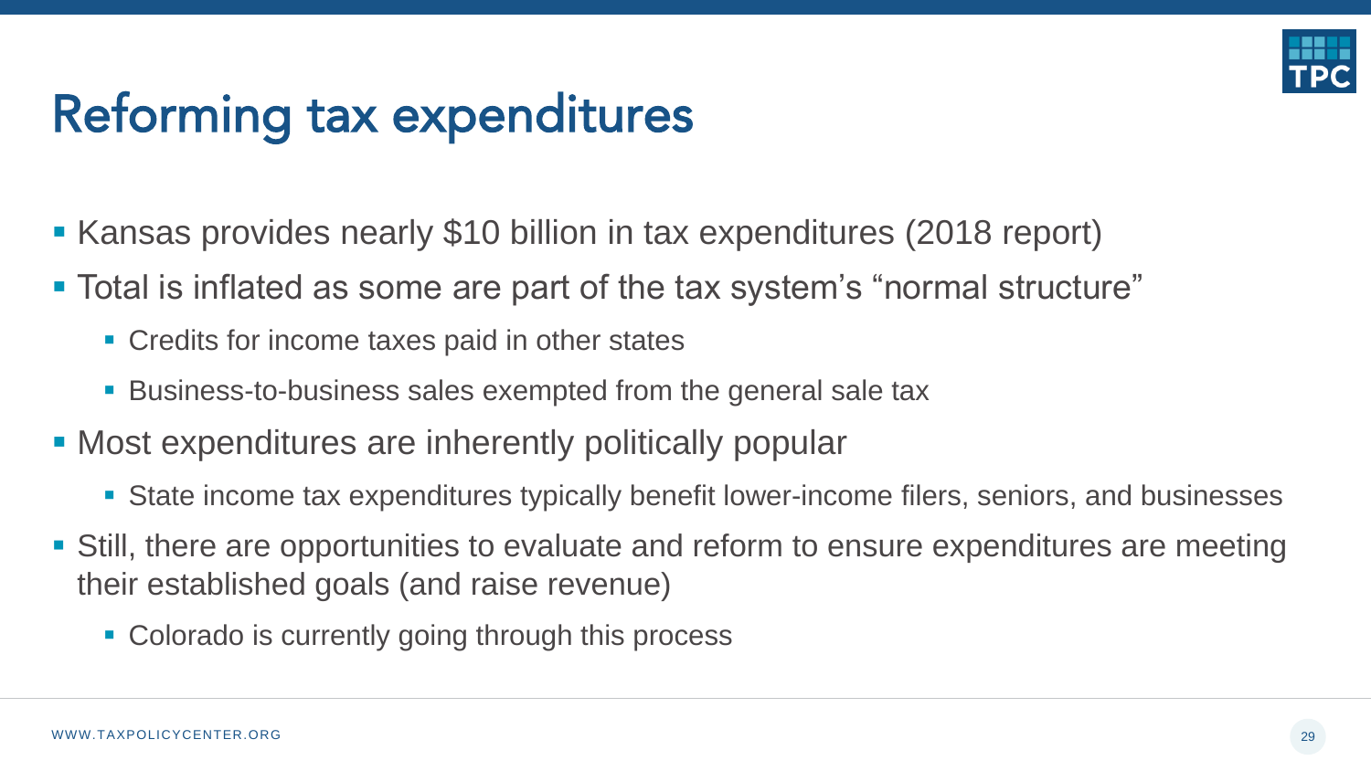# Reforming tax expenditures

- Kansas provides nearly $10 billion in tax expenditures (2018 report)
- Total is inflated as some are part of the tax system's "normal structure"
  - Credits for income taxes paid in other states
  - Business-to-business sales exempted from the general sale tax
- Most expenditures are inherently politically popular
  - State income tax expenditures typically benefit lower-income filers, seniors, and businesses
- Still, there are opportunities to evaluate and reform to ensure expenditures are meeting their established goals (and raise revenue)
  - Colorado is currently going through this process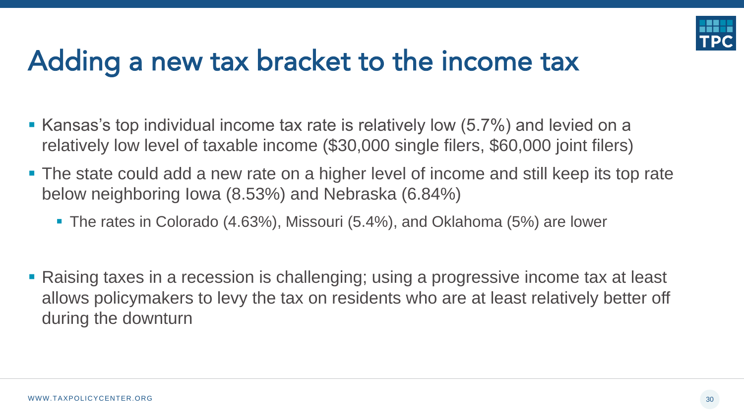# Adding a new tax bracket to the income tax

- Kansas's top individual income tax rate is relatively low (5.7%) and levied on a relatively low level of taxable income ($30,000 single filers, $60,000 joint filers)
- The state could add a new rate on a higher level of income and still keep its top rate below neighboring Iowa (8.53%) and Nebraska (6.84%)
  - The rates in Colorado (4.63%), Missouri (5.4%), and Oklahoma (5%) are lower
- Raising taxes in a recession is challenging; using a progressive income tax at least allows policymakers to levy the tax on residents who are at least relatively better off during the downturn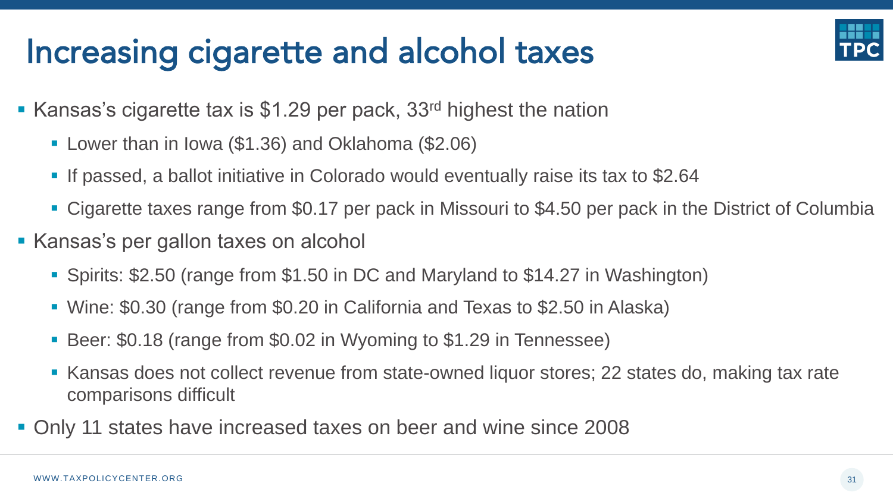# Increasing cigarette and alcohol taxes

- Kansas's cigarette tax is $1.29 per pack, 33rd highest the nation
  - Lower than in Iowa ($1.36) and Oklahoma ($2.06)
  - If passed, a ballot initiative in Colorado would eventually raise its tax to $2.64
  - Cigarette taxes range from $0.17 per pack in Missouri to $4.50 per pack in the District of Columbia
- Kansas's per gallon taxes on alcohol
  - Spirits: $2.50 (range from $1.50 in DC and Maryland to $14.27 in Washington)
  - Wine: $0.30 (range from $0.20 in California and Texas to $2.50 in Alaska)
  - Beer: $0.18 (range from $0.02 in Wyoming to $1.29 in Tennessee)
  - Kansas does not collect revenue from state-owned liquor stores; 22 states do, making tax rate comparisons difficult
- Only 11 states have increased taxes on beer and wine since 2008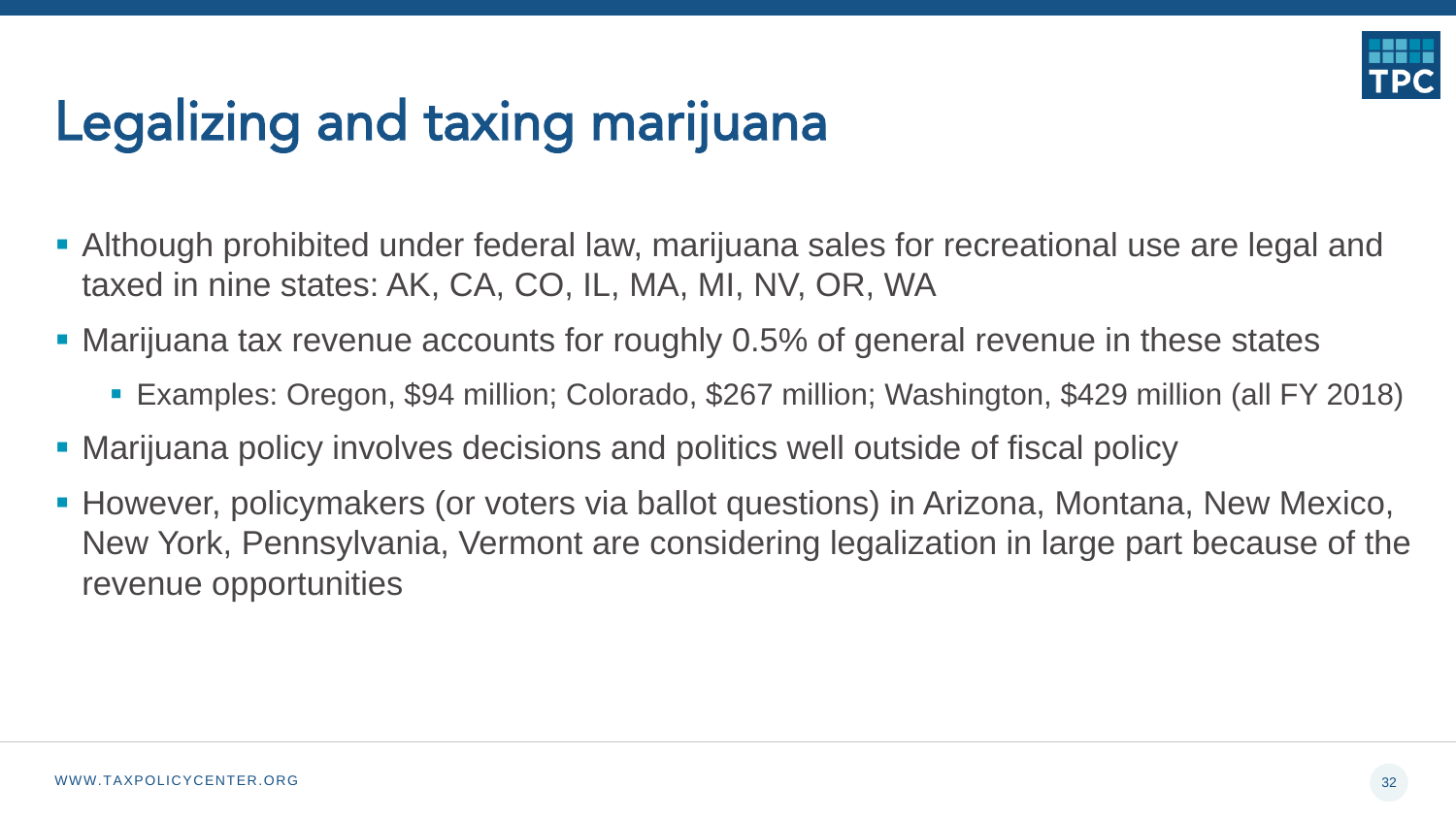# Legalizing and taxing marijuana

- Although prohibited under federal law, marijuana sales for recreational use are legal and taxed in nine states: AK, CA, CO, IL, MA, MI, NV, OR, WA
- Marijuana tax revenue accounts for roughly 0.5% of general revenue in these states
  - Examples: Oregon, $94 million; Colorado, $267 million; Washington, $429 million (all FY 2018)
- Marijuana policy involves decisions and politics well outside of fiscal policy
- However, policymakers (or voters via ballot questions) in Arizona, Montana, New Mexico, New York, Pennsylvania, Vermont are considering legalization in large part because of the revenue opportunities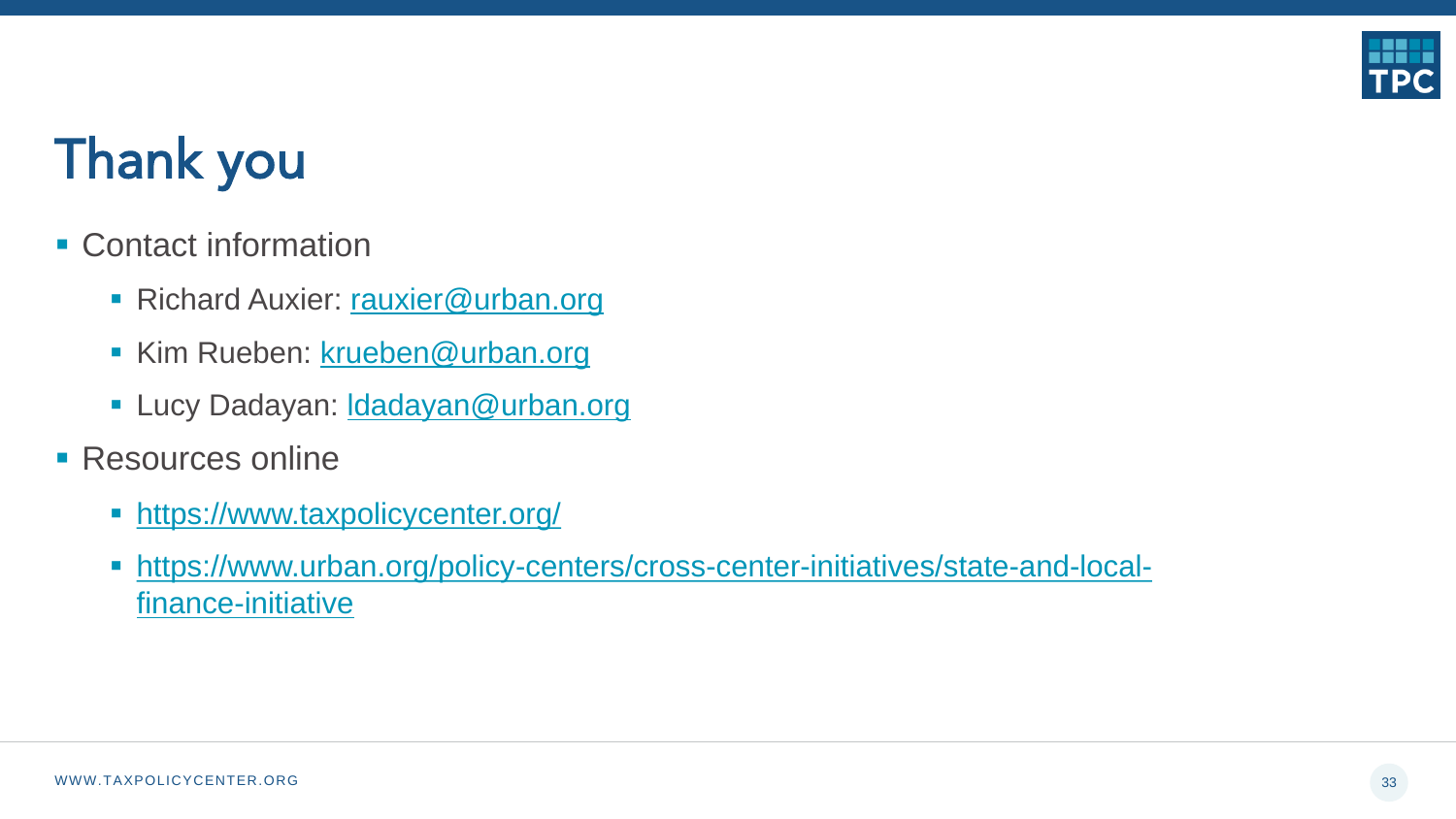# Thank you

- Contact information
  - Richard Auxier: rauxier@urban.org
  - Kim Rueben: krueben@urban.org
  - Lucy Dadayan: ldadayan@urban.org
- Resources online
  - https://www.taxpolicycenter.org/
  - https://www.urban.org/policy-centers/cross-center-initiatives/state-and-local-finance-initiative